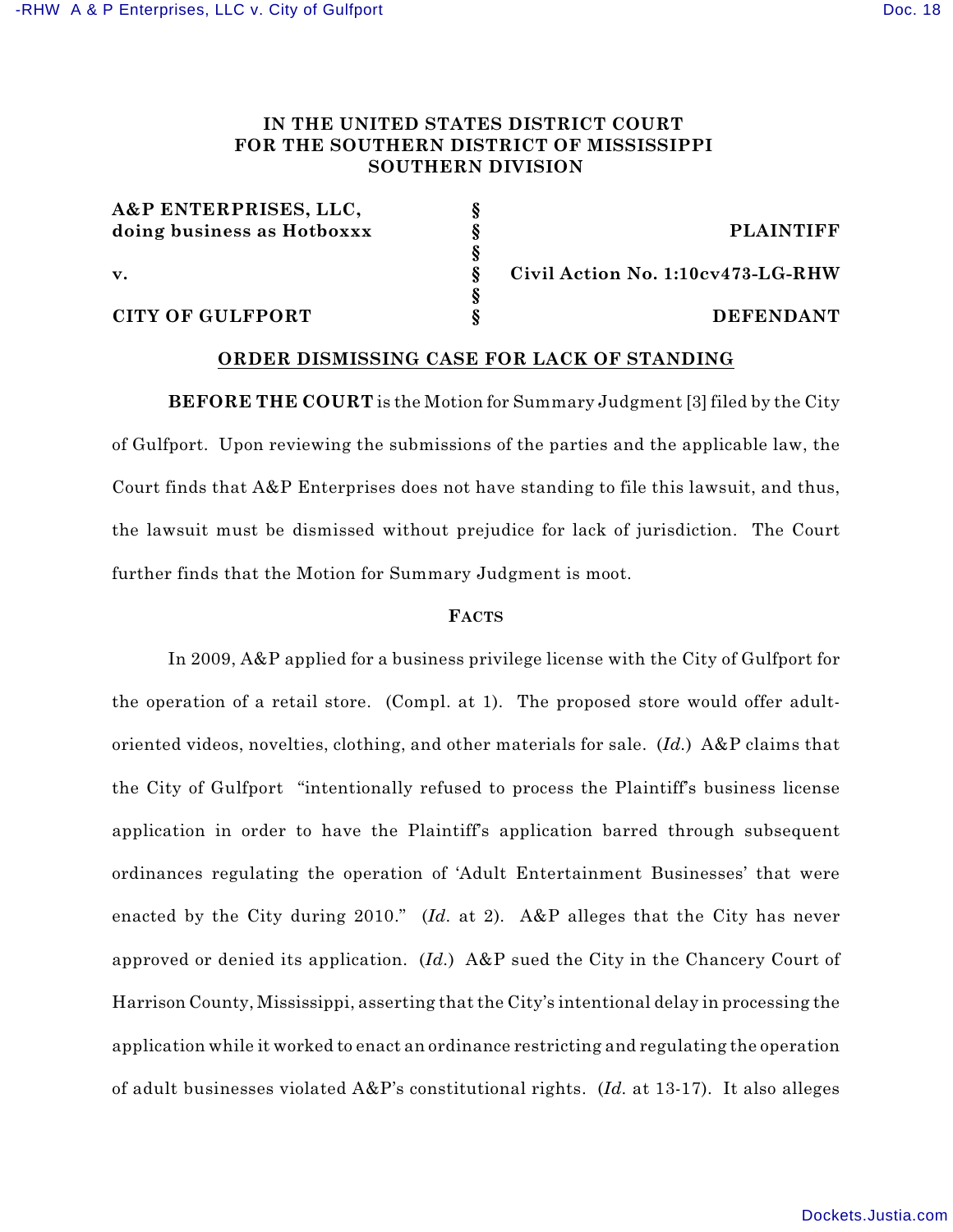**IN THE UNITED STATES DISTRICT COURT**
**FOR THE SOUTHERN DISTRICT OF MISSISSIPPI**
**SOUTHERN DIVISION**

| | | |
|---|---|---|
| **A&P ENTERPRISES, LLC,** | § | |
| **doing business as Hotboxxx** | § | **PLAINTIFF** |
| | § | |
| **v.** | § | **Civil Action No. 1:10cv473-LG-RHW** |
| | § | |
| **CITY OF GULFPORT** | § | **DEFENDANT** |

**ORDER DISMISSING CASE FOR LACK OF STANDING**

**BEFORE THE COURT** is the Motion for Summary Judgment [3] filed by the City of Gulfport. Upon reviewing the submissions of the parties and the applicable law, the Court finds that A&P Enterprises does not have standing to file this lawsuit, and thus, the lawsuit must be dismissed without prejudice for lack of jurisdiction. The Court further finds that the Motion for Summary Judgment is moot.

**FACTS**

In 2009, A&P applied for a business privilege license with the City of Gulfport for the operation of a retail store. (Compl. at 1). The proposed store would offer adult-oriented videos, novelties, clothing, and other materials for sale. (*Id.*) A&P claims that the City of Gulfport "intentionally refused to process the Plaintiff's business license application in order to have the Plaintiff's application barred through subsequent ordinances regulating the operation of 'Adult Entertainment Businesses' that were enacted by the City during 2010." (*Id.* at 2). A&P alleges that the City has never approved or denied its application. (*Id.*) A&P sued the City in the Chancery Court of Harrison County, Mississippi, asserting that the City's intentional delay in processing the application while it worked to enact an ordinance restricting and regulating the operation of adult businesses violated A&P's constitutional rights. (*Id.* at 13-17). It also alleges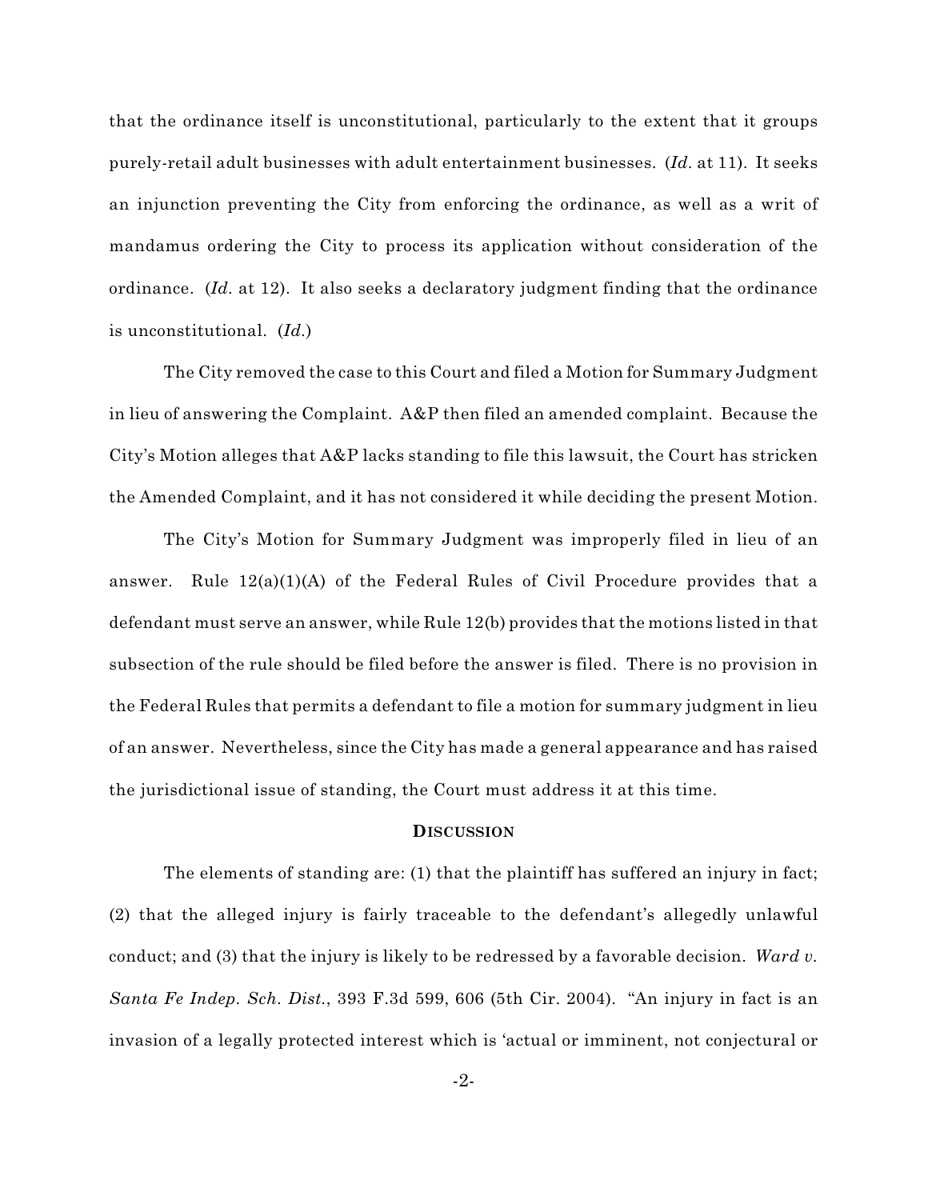that the ordinance itself is unconstitutional, particularly to the extent that it groups purely-retail adult businesses with adult entertainment businesses. (*Id.* at 11). It seeks an injunction preventing the City from enforcing the ordinance, as well as a writ of mandamus ordering the City to process its application without consideration of the ordinance. (*Id.* at 12). It also seeks a declaratory judgment finding that the ordinance is unconstitutional. (*Id.*)

The City removed the case to this Court and filed a Motion for Summary Judgment in lieu of answering the Complaint. A&P then filed an amended complaint. Because the City's Motion alleges that A&P lacks standing to file this lawsuit, the Court has stricken the Amended Complaint, and it has not considered it while deciding the present Motion.

The City's Motion for Summary Judgment was improperly filed in lieu of an answer. Rule 12(a)(1)(A) of the Federal Rules of Civil Procedure provides that a defendant must serve an answer, while Rule 12(b) provides that the motions listed in that subsection of the rule should be filed before the answer is filed. There is no provision in the Federal Rules that permits a defendant to file a motion for summary judgment in lieu of an answer. Nevertheless, since the City has made a general appearance and has raised the jurisdictional issue of standing, the Court must address it at this time.

## **DISCUSSION**

The elements of standing are: (1) that the plaintiff has suffered an injury in fact; (2) that the alleged injury is fairly traceable to the defendant's allegedly unlawful conduct; and (3) that the injury is likely to be redressed by a favorable decision. *Ward v. Santa Fe Indep. Sch. Dist.*, 393 F.3d 599, 606 (5th Cir. 2004). "An injury in fact is an invasion of a legally protected interest which is 'actual or imminent, not conjectural or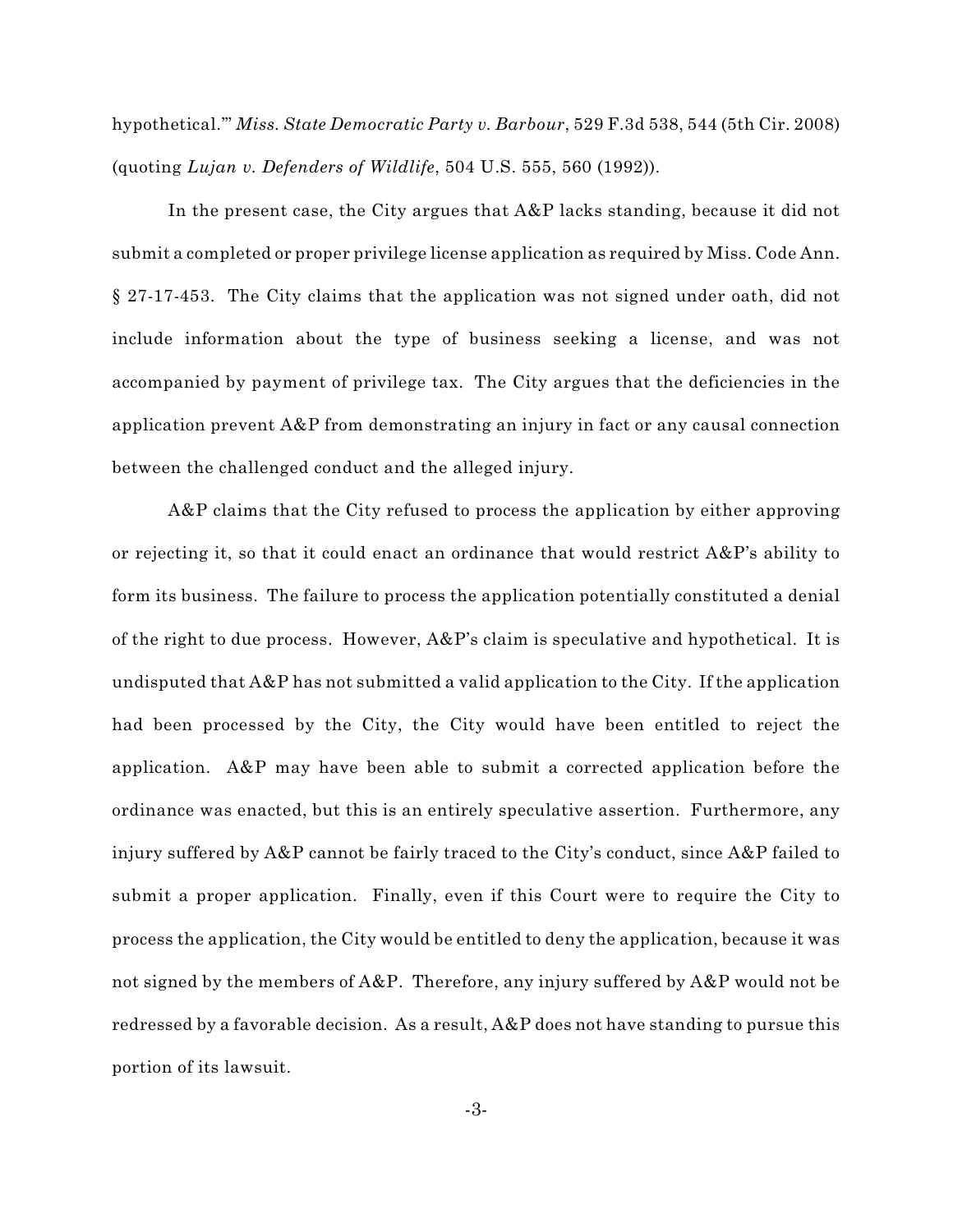hypothetical.'" *Miss. State Democratic Party v. Barbour*, 529 F.3d 538, 544 (5th Cir. 2008) (quoting *Lujan v. Defenders of Wildlife*, 504 U.S. 555, 560 (1992)).

In the present case, the City argues that A&P lacks standing, because it did not submit a completed or proper privilege license application as required by Miss. Code Ann. § 27-17-453. The City claims that the application was not signed under oath, did not include information about the type of business seeking a license, and was not accompanied by payment of privilege tax. The City argues that the deficiencies in the application prevent A&P from demonstrating an injury in fact or any causal connection between the challenged conduct and the alleged injury.

A&P claims that the City refused to process the application by either approving or rejecting it, so that it could enact an ordinance that would restrict A&P's ability to form its business. The failure to process the application potentially constituted a denial of the right to due process. However, A&P's claim is speculative and hypothetical. It is undisputed that A&P has not submitted a valid application to the City. If the application had been processed by the City, the City would have been entitled to reject the application. A&P may have been able to submit a corrected application before the ordinance was enacted, but this is an entirely speculative assertion. Furthermore, any injury suffered by A&P cannot be fairly traced to the City's conduct, since A&P failed to submit a proper application. Finally, even if this Court were to require the City to process the application, the City would be entitled to deny the application, because it was not signed by the members of A&P. Therefore, any injury suffered by A&P would not be redressed by a favorable decision. As a result, A&P does not have standing to pursue this portion of its lawsuit.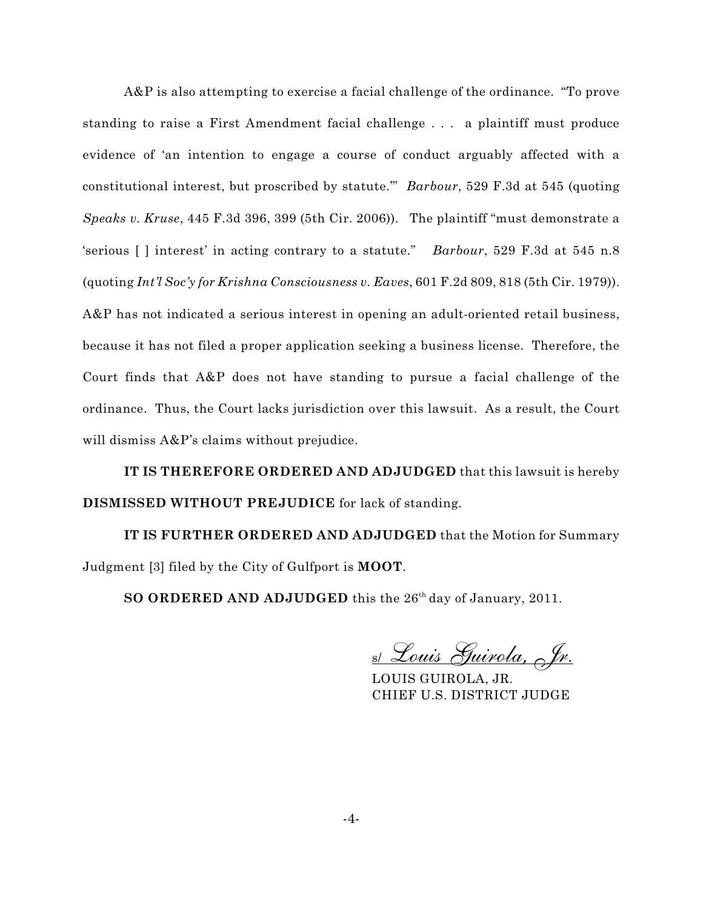A&P is also attempting to exercise a facial challenge of the ordinance. "To prove standing to raise a First Amendment facial challenge . . . a plaintiff must produce evidence of 'an intention to engage a course of conduct arguably affected with a constitutional interest, but proscribed by statute.'" *Barbour*, 529 F.3d at 545 (quoting *Speaks v. Kruse*, 445 F.3d 396, 399 (5th Cir. 2006)). The plaintiff "must demonstrate a 'serious [ ] interest' in acting contrary to a statute." *Barbour*, 529 F.3d at 545 n.8 (quoting *Int'l Soc'y for Krishna Consciousness v. Eaves*, 601 F.2d 809, 818 (5th Cir. 1979)). A&P has not indicated a serious interest in opening an adult-oriented retail business, because it has not filed a proper application seeking a business license. Therefore, the Court finds that A&P does not have standing to pursue a facial challenge of the ordinance. Thus, the Court lacks jurisdiction over this lawsuit. As a result, the Court will dismiss A&P's claims without prejudice.

**IT IS THEREFORE ORDERED AND ADJUDGED** that this lawsuit is hereby **DISMISSED WITHOUT PREJUDICE** for lack of standing.

**IT IS FURTHER ORDERED AND ADJUDGED** that the Motion for Summary Judgment [3] filed by the City of Gulfport is **MOOT**.

**SO ORDERED AND ADJUDGED** this the 26th day of January, 2011.

s/ *Louis Guirola, Jr.*

LOUIS GUIROLA, JR.
CHIEF U.S. DISTRICT JUDGE